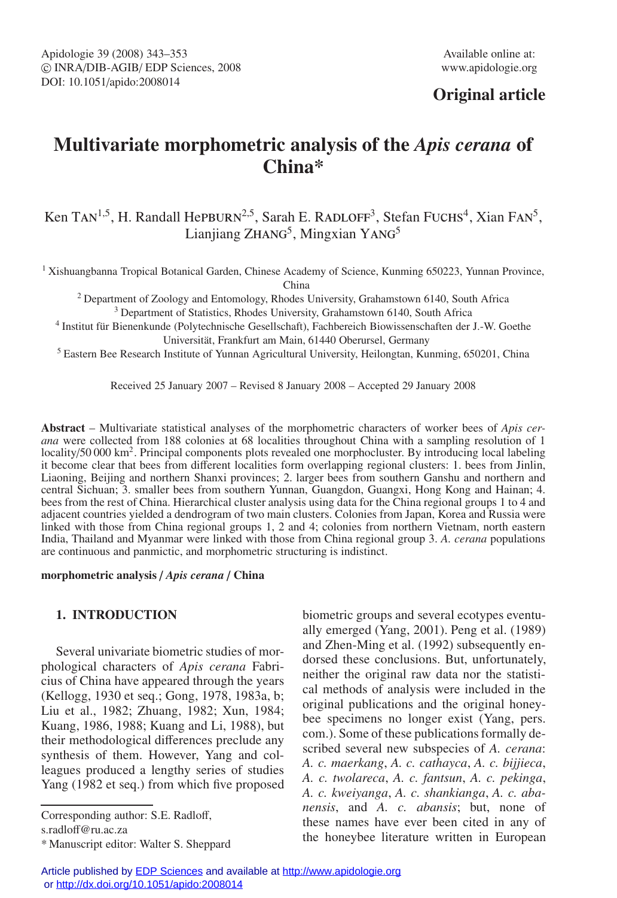Original article

# Multivariate morphometric analysis of the *Apis cerana* of China*

Ken Tan[1,5], H. Randall Hepburn[2,5], Sarah E. Radloff[3], Stefan Fuchs[4], Xian Fan[5], Lianjiang Zhang[5], Mingxian Yang[5]

[1] Xishuangbanna Tropical Botanical Garden, Chinese Academy of Science, Kunming 650223, Yunnan Province, China

[2] Department of Zoology and Entomology, Rhodes University, Grahamstown 6140, South Africa

[3] Department of Statistics, Rhodes University, Grahamstown 6140, South Africa

[4] Institut für Bienenkunde (Polytechnische Gesellschaft), Fachbereich Biowissenschaften der J.-W. Goethe Universität, Frankfurt am Main, 61440 Oberursel, Germany

[5] Eastern Bee Research Institute of Yunnan Agricultural University, Heilongtan, Kunming, 650201, China

Received 25 January 2007 – Revised 8 January 2008 – Accepted 29 January 2008

**Abstract** – Multivariate statistical analyses of the morphometric characters of worker bees of *Apis cerana* were collected from 188 colonies at 68 localities throughout China with a sampling resolution of 1 locality/50 000 km$^2$. Principal components plots revealed one morphocluster. By introducing local labeling it become clear that bees from different localities form overlapping regional clusters: 1. bees from Jinlin, Liaoning, Beijing and northern Shanxi provinces; 2. larger bees from southern Ganshu and northern and central Sichuan; 3. smaller bees from southern Yunnan, Guangdon, Guangxi, Hong Kong and Hainan; 4. bees from the rest of China. Hierarchical cluster analysis using data for the China regional groups 1 to 4 and adjacent countries yielded a dendrogram of two main clusters. Colonies from Japan, Korea and Russia were linked with those from China regional groups 1, 2 and 4; colonies from northern Vietnam, north eastern India, Thailand and Myanmar were linked with those from China regional group 3. *A. cerana* populations are continuous and panmictic, and morphometric structuring is indistinct.

**morphometric analysis / *Apis cerana* / China**

## 1. INTRODUCTION

Several univariate biometric studies of morphological characters of *Apis cerana* Fabricius of China have appeared through the years (Kellogg, 1930 et seq.; Gong, 1978, 1983a, b; Liu et al., 1982; Zhuang, 1982; Xun, 1984; Kuang, 1986, 1988; Kuang and Li, 1988), but their methodological differences preclude any synthesis of them. However, Yang and colleagues produced a lengthy series of studies Yang (1982 et seq.) from which five proposed biometric groups and several ecotypes eventually emerged (Yang, 2001). Peng et al. (1989) and Zhen-Ming et al. (1992) subsequently endorsed these conclusions. But, unfortunately, neither the original raw data nor the statistical methods of analysis were included in the original publications and the original honeybee specimens no longer exist (Yang, pers. com.). Some of these publications formally described several new subspecies of *A. cerana*: *A. c. maerkang*, *A. c. cathayca*, *A. c. bijjieca*, *A. c. twolareca*, *A. c. fantsun*, *A. c. pekinga*, *A. c. kweiyanga*, *A. c. shankianga*, *A. c. abanensis*, and *A. c. abansis*; but, none of these names have ever been cited in any of the honeybee literature written in European

Corresponding author: S.E. Radloff, s.radloff@ru.ac.za

* Manuscript editor: Walter S. Sheppard

Article published by EDP Sciences and available at http://www.apidologie.org or http://dx.doi.org/10.1051/apido:2008014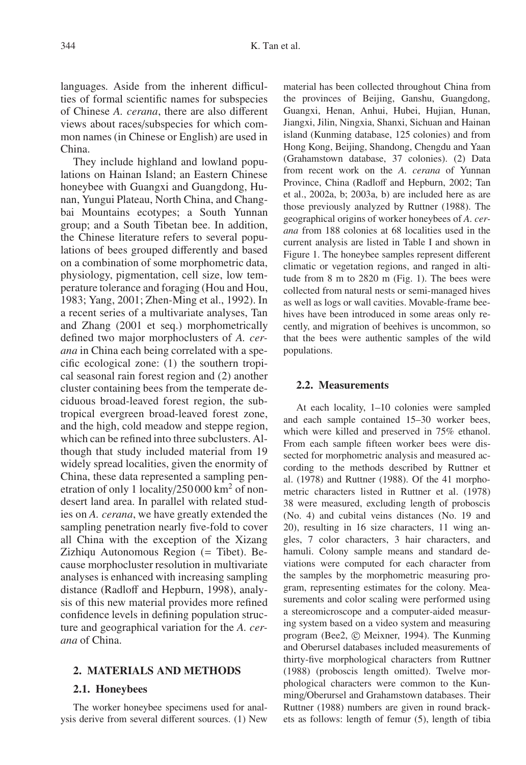languages. Aside from the inherent difficulties of formal scientific names for subspecies of Chinese *A. cerana*, there are also different views about races/subspecies for which common names (in Chinese or English) are used in China.

They include highland and lowland populations on Hainan Island; an Eastern Chinese honeybee with Guangxi and Guangdong, Hunan, Yungui Plateau, North China, and Changbai Mountains ecotypes; a South Yunnan group; and a South Tibetan bee. In addition, the Chinese literature refers to several populations of bees grouped differently and based on a combination of some morphometric data, physiology, pigmentation, cell size, low temperature tolerance and foraging (Hou and Hou, 1983; Yang, 2001; Zhen-Ming et al., 1992). In a recent series of a multivariate analyses, Tan and Zhang (2001 et seq.) morphometrically defined two major morphoclusters of *A. cerana* in China each being correlated with a specific ecological zone: (1) the southern tropical seasonal rain forest region and (2) another cluster containing bees from the temperate deciduous broad-leaved forest region, the subtropical evergreen broad-leaved forest zone, and the high, cold meadow and steppe region, which can be refined into three subclusters. Although that study included material from 19 widely spread localities, given the enormity of China, these data represented a sampling penetration of only 1 locality/250 000 km$^2$ of non-desert land area. In parallel with related studies on *A. cerana*, we have greatly extended the sampling penetration nearly five-fold to cover all China with the exception of the Xizang Zizhiqu Autonomous Region (= Tibet). Because morphocluster resolution in multivariate analyses is enhanced with increasing sampling distance (Radloff and Hepburn, 1998), analysis of this new material provides more refined confidence levels in defining population structure and geographical variation for the *A. cerana* of China.

## 2. MATERIALS AND METHODS

### 2.1. Honeybees

The worker honeybee specimens used for analysis derive from several different sources. (1) New material has been collected throughout China from the provinces of Beijing, Ganshu, Guangdong, Guangxi, Henan, Anhui, Hubei, Hujian, Hunan, Jiangxi, Jilin, Ningxia, Shanxi, Sichuan and Hainan island (Kunming database, 125 colonies) and from Hong Kong, Beijing, Shandong, Chengdu and Yaan (Grahamstown database, 37 colonies). (2) Data from recent work on the *A. cerana* of Yunnan Province, China (Radloff and Hepburn, 2002; Tan et al., 2002a, b; 2003a, b) are included here as are those previously analyzed by Ruttner (1988). The geographical origins of worker honeybees of *A. cerana* from 188 colonies at 68 localities used in the current analysis are listed in Table I and shown in Figure 1. The honeybee samples represent different climatic or vegetation regions, and ranged in altitude from 8 m to 2820 m (Fig. 1). The bees were collected from natural nests or semi-managed hives as well as logs or wall cavities. Movable-frame beehives have been introduced in some areas only recently, and migration of beehives is uncommon, so that the bees were authentic samples of the wild populations.

### 2.2. Measurements

At each locality, 1–10 colonies were sampled and each sample contained 15–30 worker bees, which were killed and preserved in 75% ethanol. From each sample fifteen worker bees were dissected for morphometric analysis and measured according to the methods described by Ruttner et al. (1978) and Ruttner (1988). Of the 41 morphometric characters listed in Ruttner et al. (1978) 38 were measured, excluding length of proboscis (No. 4) and cubital veins distances (No. 19 and 20), resulting in 16 size characters, 11 wing angles, 7 color characters, 3 hair characters, and hamuli. Colony sample means and standard deviations were computed for each character from the samples by the morphometric measuring program, representing estimates for the colony. Measurements and color scaling were performed using a stereomicroscope and a computer-aided measuring system based on a video system and measuring program (Bee2, © Meixner, 1994). The Kunming and Oberursel databases included measurements of thirty-five morphological characters from Ruttner (1988) (proboscis length omitted). Twelve morphological characters were common to the Kunming/Oberursel and Grahamstown databases. Their Ruttner (1988) numbers are given in round brackets as follows: length of femur (5), length of tibia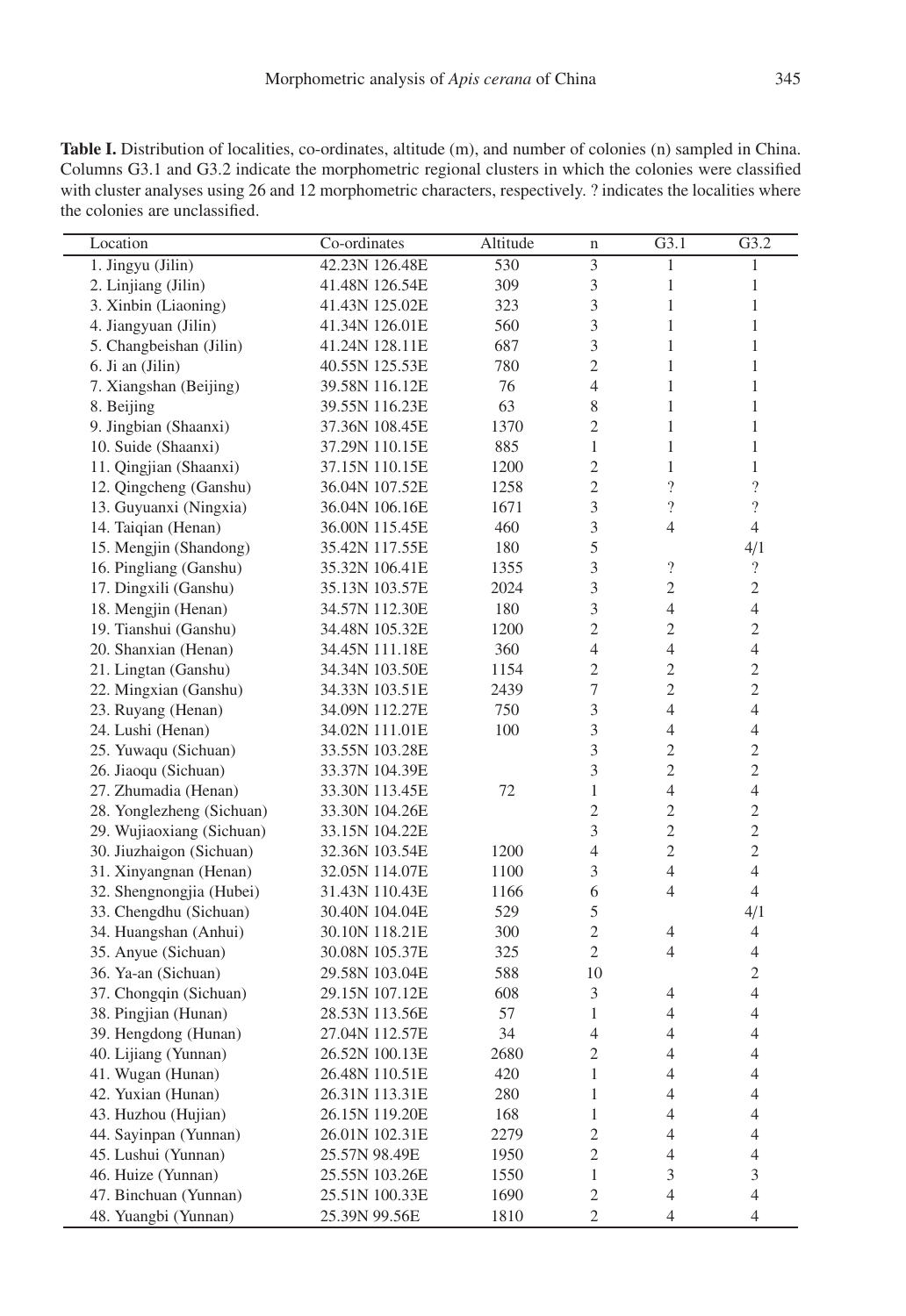**Table I.** Distribution of localities, co-ordinates, altitude (m), and number of colonies (n) sampled in China. Columns G3.1 and G3.2 indicate the morphometric regional clusters in which the colonies were classified with cluster analyses using 26 and 12 morphometric characters, respectively. ? indicates the localities where the colonies are unclassified.

| Location | Co-ordinates | Altitude | n | G3.1 | G3.2 |
|---|---|---|---|---|---|
| 1. Jingyu (Jilin) | 42.23N 126.48E | 530 | 3 | 1 | 1 |
| 2. Linjiang (Jilin) | 41.48N 126.54E | 309 | 3 | 1 | 1 |
| 3. Xinbin (Liaoning) | 41.43N 125.02E | 323 | 3 | 1 | 1 |
| 4. Jiangyuan (Jilin) | 41.34N 126.01E | 560 | 3 | 1 | 1 |
| 5. Changbeishan (Jilin) | 41.24N 128.11E | 687 | 3 | 1 | 1 |
| 6. Ji an (Jilin) | 40.55N 125.53E | 780 | 2 | 1 | 1 |
| 7. Xiangshan (Beijing) | 39.58N 116.12E | 76 | 4 | 1 | 1 |
| 8. Beijing | 39.55N 116.23E | 63 | 8 | 1 | 1 |
| 9. Jingbian (Shaanxi) | 37.36N 108.45E | 1370 | 2 | 1 | 1 |
| 10. Suide (Shaanxi) | 37.29N 110.15E | 885 | 1 | 1 | 1 |
| 11. Qingjian (Shaanxi) | 37.15N 110.15E | 1200 | 2 | 1 | 1 |
| 12. Qingcheng (Ganshu) | 36.04N 107.52E | 1258 | 2 | ? | ? |
| 13. Guyuanxi (Ningxia) | 36.04N 106.16E | 1671 | 3 | ? | ? |
| 14. Taiqian (Henan) | 36.00N 115.45E | 460 | 3 | 4 | 4 |
| 15. Mengjin (Shandong) | 35.42N 117.55E | 180 | 5 | | 4/1 |
| 16. Pingliang (Ganshu) | 35.32N 106.41E | 1355 | 3 | ? | ? |
| 17. Dingxili (Ganshu) | 35.13N 103.57E | 2024 | 3 | 2 | 2 |
| 18. Mengjin (Henan) | 34.57N 112.30E | 180 | 3 | 4 | 4 |
| 19. Tianshui (Ganshu) | 34.48N 105.32E | 1200 | 2 | 2 | 2 |
| 20. Shanxian (Henan) | 34.45N 111.18E | 360 | 4 | 4 | 4 |
| 21. Lingtan (Ganshu) | 34.34N 103.50E | 1154 | 2 | 2 | 2 |
| 22. Mingxian (Ganshu) | 34.33N 103.51E | 2439 | 7 | 2 | 2 |
| 23. Ruyang (Henan) | 34.09N 112.27E | 750 | 3 | 4 | 4 |
| 24. Lushi (Henan) | 34.02N 111.01E | 100 | 3 | 4 | 4 |
| 25. Yuwaqu (Sichuan) | 33.55N 103.28E | | 3 | 2 | 2 |
| 26. Jiaoqu (Sichuan) | 33.37N 104.39E | | 3 | 2 | 2 |
| 27. Zhumadia (Henan) | 33.30N 113.45E | 72 | 1 | 4 | 4 |
| 28. Yonglezheng (Sichuan) | 33.30N 104.26E | | 2 | 2 | 2 |
| 29. Wujiaoxiang (Sichuan) | 33.15N 104.22E | | 3 | 2 | 2 |
| 30. Jiuzhaigon (Sichuan) | 32.36N 103.54E | 1200 | 4 | 2 | 2 |
| 31. Xinyangnan (Henan) | 32.05N 114.07E | 1100 | 3 | 4 | 4 |
| 32. Shengnongjia (Hubei) | 31.43N 110.43E | 1166 | 6 | 4 | 4 |
| 33. Chengdhu (Sichuan) | 30.40N 104.04E | 529 | 5 | | 4/1 |
| 34. Huangshan (Anhui) | 30.10N 118.21E | 300 | 2 | 4 | 4 |
| 35. Anyue (Sichuan) | 30.08N 105.37E | 325 | 2 | 4 | 4 |
| 36. Ya-an (Sichuan) | 29.58N 103.04E | 588 | 10 | | 2 |
| 37. Chongqin (Sichuan) | 29.15N 107.12E | 608 | 3 | 4 | 4 |
| 38. Pingjian (Hunan) | 28.53N 113.56E | 57 | 1 | 4 | 4 |
| 39. Hengdong (Hunan) | 27.04N 112.57E | 34 | 4 | 4 | 4 |
| 40. Lijiang (Yunnan) | 26.52N 100.13E | 2680 | 2 | 4 | 4 |
| 41. Wugan (Hunan) | 26.48N 110.51E | 420 | 1 | 4 | 4 |
| 42. Yuxian (Hunan) | 26.31N 113.31E | 280 | 1 | 4 | 4 |
| 43. Huzhou (Hujian) | 26.15N 119.20E | 168 | 1 | 4 | 4 |
| 44. Sayinpan (Yunnan) | 26.01N 102.31E | 2279 | 2 | 4 | 4 |
| 45. Lushui (Yunnan) | 25.57N 98.49E | 1950 | 2 | 4 | 4 |
| 46. Huize (Yunnan) | 25.55N 103.26E | 1550 | 1 | 3 | 3 |
| 47. Binchuan (Yunnan) | 25.51N 100.33E | 1690 | 2 | 4 | 4 |
| 48. Yuangbi (Yunnan) | 25.39N 99.56E | 1810 | 2 | 4 | 4 |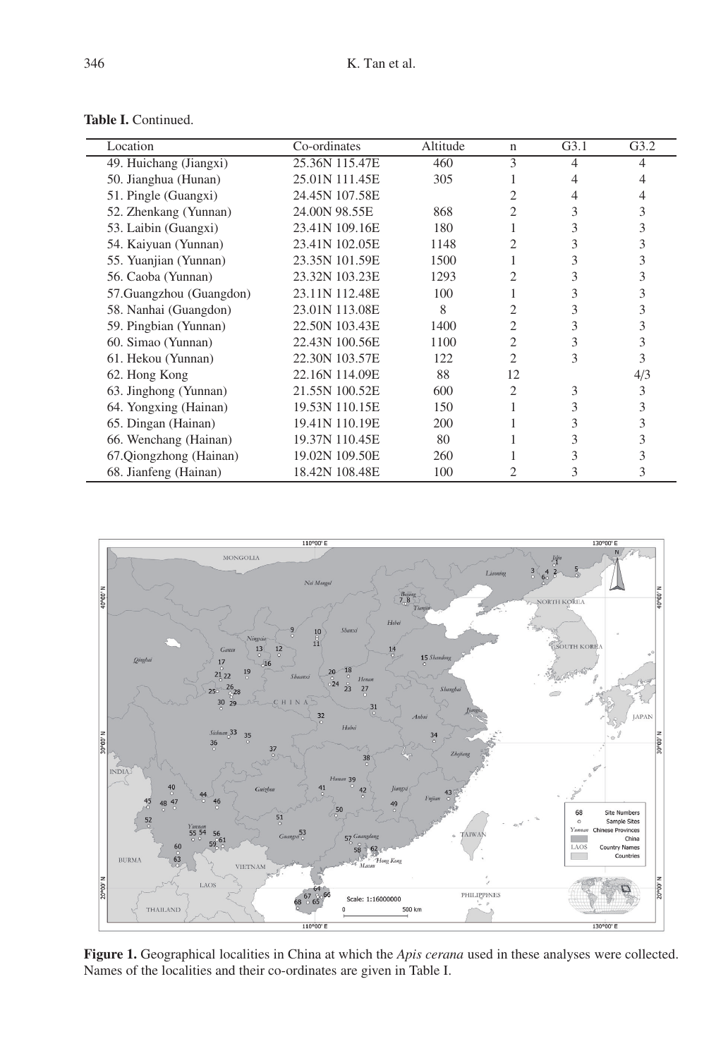**Table I.** Continued.

| Location | Co-ordinates | Altitude | n | G3.1 | G3.2 |
|---|---|---|---|---|---|
| 49. Huichang (Jiangxi) | 25.36N 115.47E | 460 | 3 | 4 | 4 |
| 50. Jianghua (Hunan) | 25.01N 111.45E | 305 | 1 | 4 | 4 |
| 51. Pingle (Guangxi) | 24.45N 107.58E | | 2 | 4 | 4 |
| 52. Zhenkang (Yunnan) | 24.00N 98.55E | 868 | 2 | 3 | 3 |
| 53. Laibin (Guangxi) | 23.41N 109.16E | 180 | 1 | 3 | 3 |
| 54. Kaiyuan (Yunnan) | 23.41N 102.05E | 1148 | 2 | 3 | 3 |
| 55. Yuanjian (Yunnan) | 23.35N 101.59E | 1500 | 1 | 3 | 3 |
| 56. Caoba (Yunnan) | 23.32N 103.23E | 1293 | 2 | 3 | 3 |
| 57.Guangzhou (Guangdon) | 23.11N 112.48E | 100 | 1 | 3 | 3 |
| 58. Nanhai (Guangdon) | 23.01N 113.08E | 8 | 2 | 3 | 3 |
| 59. Pingbian (Yunnan) | 22.50N 103.43E | 1400 | 2 | 3 | 3 |
| 60. Simao (Yunnan) | 22.43N 100.56E | 1100 | 2 | 3 | 3 |
| 61. Hekou (Yunnan) | 22.30N 103.57E | 122 | 2 | 3 | 3 |
| 62. Hong Kong | 22.16N 114.09E | 88 | 12 | | 4/3 |
| 63. Jinghong (Yunnan) | 21.55N 100.52E | 600 | 2 | 3 | 3 |
| 64. Yongxing (Hainan) | 19.53N 110.15E | 150 | 1 | 3 | 3 |
| 65. Dingan (Hainan) | 19.41N 110.19E | 200 | 1 | 3 | 3 |
| 66. Wenchang (Hainan) | 19.37N 110.45E | 80 | 1 | 3 | 3 |
| 67.Qiongzhong (Hainan) | 19.02N 109.50E | 260 | 1 | 3 | 3 |
| 68. Jianfeng (Hainan) | 18.42N 108.48E | 100 | 2 | 3 | 3 |

**Figure 1.** Geographical localities in China at which the *Apis cerana* used in these analyses were collected. Names of the localities and their co-ordinates are given in Table I.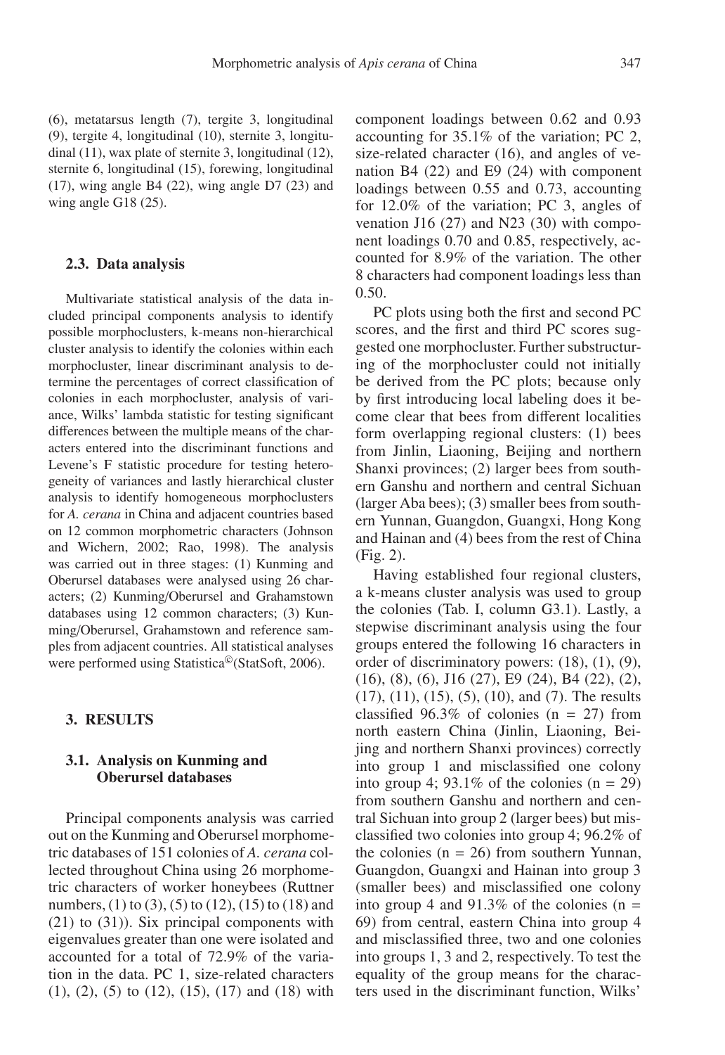(6), metatarsus length (7), tergite 3, longitudinal (9), tergite 4, longitudinal (10), sternite 3, longitudinal (11), wax plate of sternite 3, longitudinal (12), sternite 6, longitudinal (15), forewing, longitudinal (17), wing angle B4 (22), wing angle D7 (23) and wing angle G18 (25).

### 2.3. Data analysis

Multivariate statistical analysis of the data included principal components analysis to identify possible morphoclusters, k-means non-hierarchical cluster analysis to identify the colonies within each morphocluster, linear discriminant analysis to determine the percentages of correct classification of colonies in each morphocluster, analysis of variance, Wilks' lambda statistic for testing significant differences between the multiple means of the characters entered into the discriminant functions and Levene's F statistic procedure for testing heterogeneity of variances and lastly hierarchical cluster analysis to identify homogeneous morphoclusters for *A. cerana* in China and adjacent countries based on 12 common morphometric characters (Johnson and Wichern, 2002; Rao, 1998). The analysis was carried out in three stages: (1) Kunming and Oberursel databases were analysed using 26 characters; (2) Kunming/Oberursel and Grahamstown databases using 12 common characters; (3) Kunming/Oberursel, Grahamstown and reference samples from adjacent countries. All statistical analyses were performed using Statistica© (StatSoft, 2006).

## 3. RESULTS

### 3.1. Analysis on Kunming and Oberursel databases

Principal components analysis was carried out on the Kunming and Oberursel morphometric databases of 151 colonies of *A. cerana* collected throughout China using 26 morphometric characters of worker honeybees (Ruttner numbers, (1) to (3), (5) to (12), (15) to (18) and (21) to (31)). Six principal components with eigenvalues greater than one were isolated and accounted for a total of 72.9% of the variation in the data. PC 1, size-related characters (1), (2), (5) to (12), (15), (17) and (18) with component loadings between 0.62 and 0.93 accounting for 35.1% of the variation; PC 2, size-related character (16), and angles of venation B4 (22) and E9 (24) with component loadings between 0.55 and 0.73, accounting for 12.0% of the variation; PC 3, angles of venation J16 (27) and N23 (30) with component loadings 0.70 and 0.85, respectively, accounted for 8.9% of the variation. The other 8 characters had component loadings less than 0.50.

PC plots using both the first and second PC scores, and the first and third PC scores suggested one morphocluster. Further substructuring of the morphocluster could not initially be derived from the PC plots; because only by first introducing local labeling does it become clear that bees from different localities form overlapping regional clusters: (1) bees from Jinlin, Liaoning, Beijing and northern Shanxi provinces; (2) larger bees from southern Ganshu and northern and central Sichuan (larger Aba bees); (3) smaller bees from southern Yunnan, Guangdon, Guangxi, Hong Kong and Hainan and (4) bees from the rest of China (Fig. 2).

Having established four regional clusters, a k-means cluster analysis was used to group the colonies (Tab. I, column G3.1). Lastly, a stepwise discriminant analysis using the four groups entered the following 16 characters in order of discriminatory powers: (18), (1), (9), (16), (8), (6), J16 (27), E9 (24), B4 (22), (2), (17), (11), (15), (5), (10), and (7). The results classified 96.3% of colonies ($n = 27$) from north eastern China (Jinlin, Liaoning, Beijing and northern Shanxi provinces) correctly into group 1 and misclassified one colony into group 4; 93.1% of the colonies ($n = 29$) from southern Ganshu and northern and central Sichuan into group 2 (larger bees) but misclassified two colonies into group 4; 96.2% of the colonies ($n = 26$) from southern Yunnan, Guangdon, Guangxi and Hainan into group 3 (smaller bees) and misclassified one colony into group 4 and 91.3% of the colonies ($n = 69$) from central, eastern China into group 4 and misclassified three, two and one colonies into groups 1, 3 and 2, respectively. To test the equality of the group means for the characters used in the discriminant function, Wilks'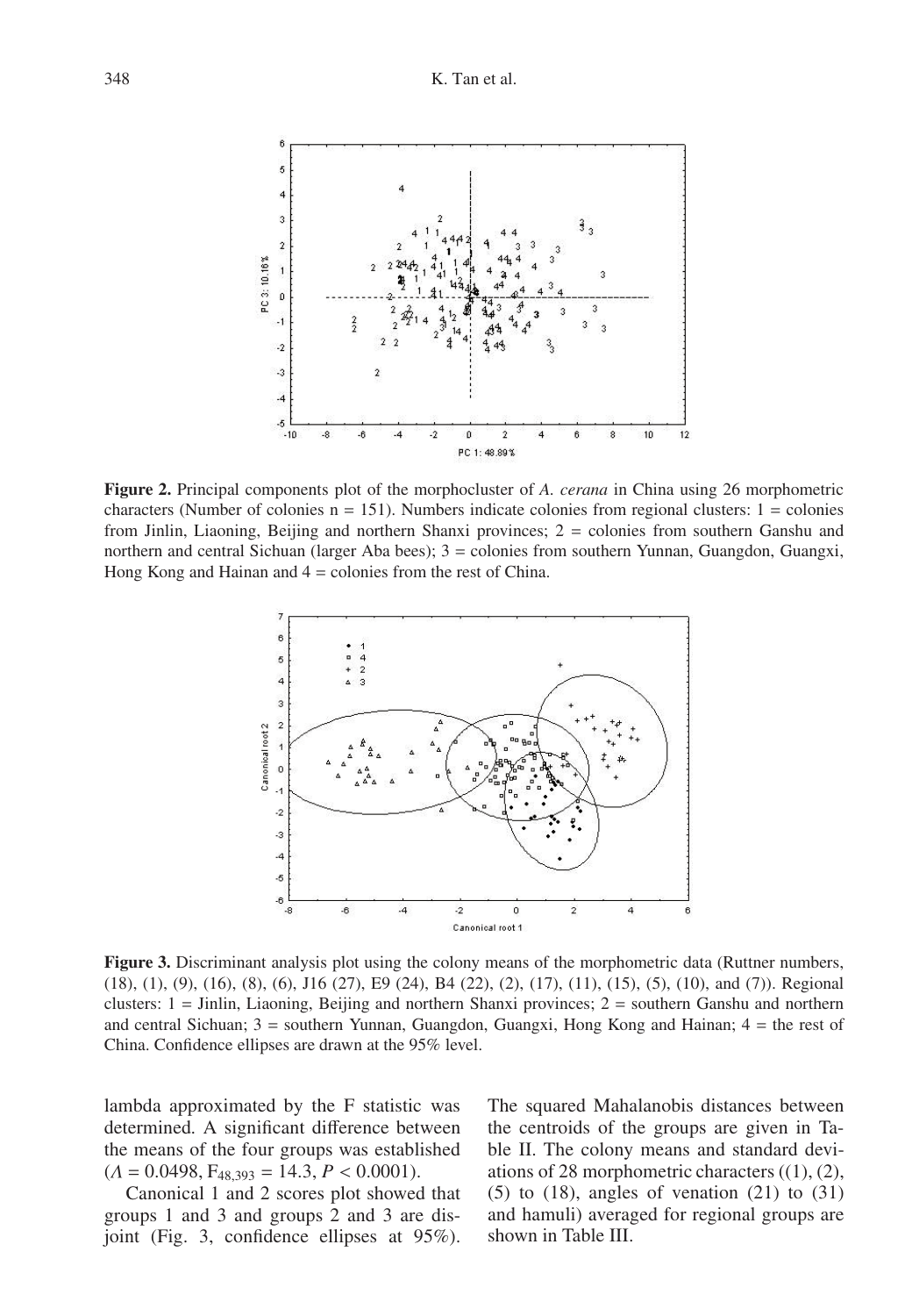**Figure 2.** Principal components plot of the morphocluster of *A. cerana* in China using 26 morphometric characters (Number of colonies n = 151). Numbers indicate colonies from regional clusters: 1 = colonies from Jinlin, Liaoning, Beijing and northern Shanxi provinces; 2 = colonies from southern Ganshu and northern and central Sichuan (larger Aba bees); 3 = colonies from southern Yunnan, Guangdon, Guangxi, Hong Kong and Hainan and 4 = colonies from the rest of China.

**Figure 3.** Discriminant analysis plot using the colony means of the morphometric data (Ruttner numbers, (18), (1), (9), (16), (8), (6), J16 (27), E9 (24), B4 (22), (2), (17), (11), (15), (5), (10), and (7)). Regional clusters: 1 = Jinlin, Liaoning, Beijing and northern Shanxi provinces; 2 = southern Ganshu and northern and central Sichuan; 3 = southern Yunnan, Guangdon, Guangxi, Hong Kong and Hainan; 4 = the rest of China. Confidence ellipses are drawn at the 95% level.

lambda approximated by the F statistic was determined. A significant difference between the means of the four groups was established ($\Lambda = 0.0498$, $F_{48,393} = 14.3$, $P < 0.0001$).

Canonical 1 and 2 scores plot showed that groups 1 and 3 and groups 2 and 3 are disjoint (Fig. 3, confidence ellipses at 95%). The squared Mahalanobis distances between the centroids of the groups are given in Table II. The colony means and standard deviations of 28 morphometric characters ((1), (2), (5) to (18), angles of venation (21) to (31) and hamuli) averaged for regional groups are shown in Table III.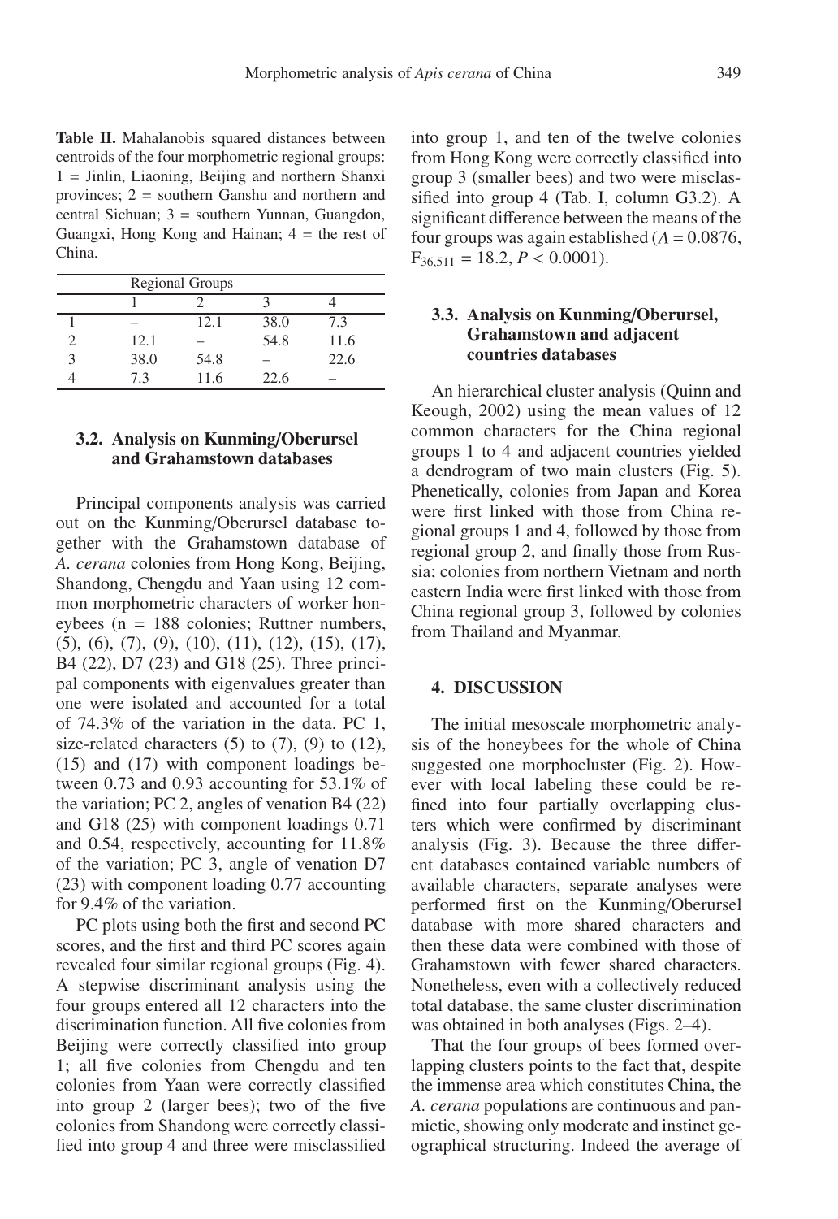**Table II.** Mahalanobis squared distances between centroids of the four morphometric regional groups: 1 = Jinlin, Liaoning, Beijing and northern Shanxi provinces; 2 = southern Ganshu and northern and central Sichuan; 3 = southern Yunnan, Guangdon, Guangxi, Hong Kong and Hainan; 4 = the rest of China.

| | Regional Groups | | | |
|---|---|---|---|---|
| | 1 | 2 | 3 | 4 |
| 1 | – | 12.1 | 38.0 | 7.3 |
| 2 | 12.1 | – | 54.8 | 11.6 |
| 3 | 38.0 | 54.8 | – | 22.6 |
| 4 | 7.3 | 11.6 | 22.6 | – |

### 3.2. Analysis on Kunming/Oberursel and Grahamstown databases

Principal components analysis was carried out on the Kunming/Oberursel database together with the Grahamstown database of *A. cerana* colonies from Hong Kong, Beijing, Shandong, Chengdu and Yaan using 12 common morphometric characters of worker honeybees (n = 188 colonies; Ruttner numbers, (5), (6), (7), (9), (10), (11), (12), (15), (17), B4 (22), D7 (23) and G18 (25). Three principal components with eigenvalues greater than one were isolated and accounted for a total of 74.3% of the variation in the data. PC 1, size-related characters (5) to (7), (9) to (12), (15) and (17) with component loadings between 0.73 and 0.93 accounting for 53.1% of the variation; PC 2, angles of venation B4 (22) and G18 (25) with component loadings 0.71 and 0.54, respectively, accounting for 11.8% of the variation; PC 3, angle of venation D7 (23) with component loading 0.77 accounting for 9.4% of the variation.

PC plots using both the first and second PC scores, and the first and third PC scores again revealed four similar regional groups (Fig. 4). A stepwise discriminant analysis using the four groups entered all 12 characters into the discrimination function. All five colonies from Beijing were correctly classified into group 1; all five colonies from Chengdu and ten colonies from Yaan were correctly classified into group 2 (larger bees); two of the five colonies from Shandong were correctly classified into group 4 and three were misclassified into group 1, and ten of the twelve colonies from Hong Kong were correctly classified into group 3 (smaller bees) and two were misclassified into group 4 (Tab. I, column G3.2). A significant difference between the means of the four groups was again established ($\Lambda = 0.0876$, $F_{36,511} = 18.2$, $P < 0.0001$).

### 3.3. Analysis on Kunming/Oberursel, Grahamstown and adjacent countries databases

An hierarchical cluster analysis (Quinn and Keough, 2002) using the mean values of 12 common characters for the China regional groups 1 to 4 and adjacent countries yielded a dendrogram of two main clusters (Fig. 5). Phenetically, colonies from Japan and Korea were first linked with those from China regional groups 1 and 4, followed by those from regional group 2, and finally those from Russia; colonies from northern Vietnam and north eastern India were first linked with those from China regional group 3, followed by colonies from Thailand and Myanmar.

## 4. DISCUSSION

The initial mesoscale morphometric analysis of the honeybees for the whole of China suggested one morphocluster (Fig. 2). However with local labeling these could be refined into four partially overlapping clusters which were confirmed by discriminant analysis (Fig. 3). Because the three different databases contained variable numbers of available characters, separate analyses were performed first on the Kunming/Oberursel database with more shared characters and then these data were combined with those of Grahamstown with fewer shared characters. Nonetheless, even with a collectively reduced total database, the same cluster discrimination was obtained in both analyses (Figs. 2–4).

That the four groups of bees formed overlapping clusters points to the fact that, despite the immense area which constitutes China, the *A. cerana* populations are continuous and panmictic, showing only moderate and instinct geographical structuring. Indeed the average of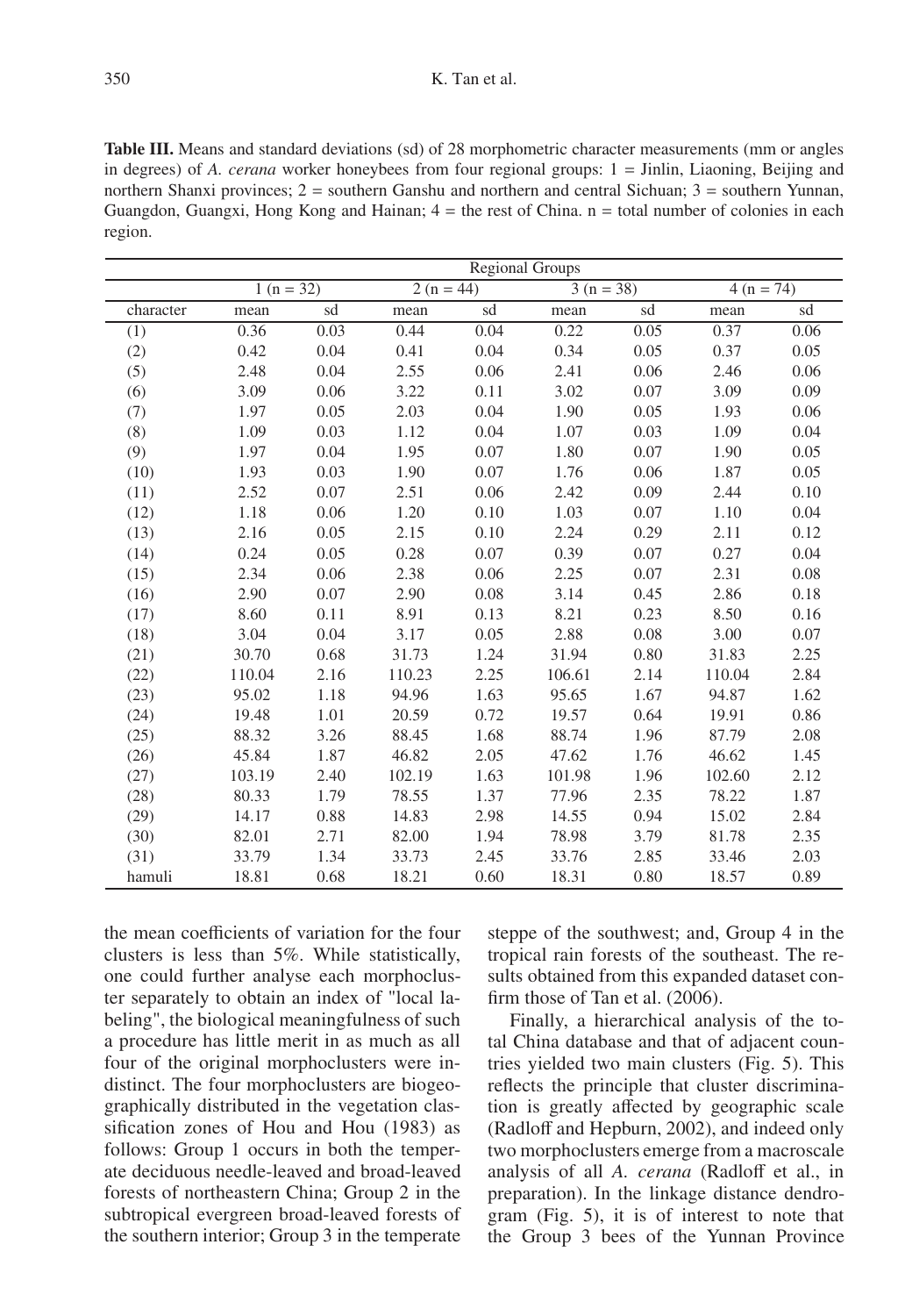**Table III.** Means and standard deviations (sd) of 28 morphometric character measurements (mm or angles in degrees) of *A. cerana* worker honeybees from four regional groups: 1 = Jinlin, Liaoning, Beijing and northern Shanxi provinces; 2 = southern Ganshu and northern and central Sichuan; 3 = southern Yunnan, Guangdon, Guangxi, Hong Kong and Hainan; 4 = the rest of China. n = total number of colonies in each region.

| | Regional Groups | | | | | | | |
|---|---|---|---|---|---|---|---|---|
| | 1 (n = 32) | | 2 (n = 44) | | 3 (n = 38) | | 4 (n = 74) | |
| character | mean | sd | mean | sd | mean | sd | mean | sd |
| (1) | 0.36 | 0.03 | 0.44 | 0.04 | 0.22 | 0.05 | 0.37 | 0.06 |
| (2) | 0.42 | 0.04 | 0.41 | 0.04 | 0.34 | 0.05 | 0.37 | 0.05 |
| (5) | 2.48 | 0.04 | 2.55 | 0.06 | 2.41 | 0.06 | 2.46 | 0.06 |
| (6) | 3.09 | 0.06 | 3.22 | 0.11 | 3.02 | 0.07 | 3.09 | 0.09 |
| (7) | 1.97 | 0.05 | 2.03 | 0.04 | 1.90 | 0.05 | 1.93 | 0.06 |
| (8) | 1.09 | 0.03 | 1.12 | 0.04 | 1.07 | 0.03 | 1.09 | 0.04 |
| (9) | 1.97 | 0.04 | 1.95 | 0.07 | 1.80 | 0.07 | 1.90 | 0.05 |
| (10) | 1.93 | 0.03 | 1.90 | 0.07 | 1.76 | 0.06 | 1.87 | 0.05 |
| (11) | 2.52 | 0.07 | 2.51 | 0.06 | 2.42 | 0.09 | 2.44 | 0.10 |
| (12) | 1.18 | 0.06 | 1.20 | 0.10 | 1.03 | 0.07 | 1.10 | 0.04 |
| (13) | 2.16 | 0.05 | 2.15 | 0.10 | 2.24 | 0.29 | 2.11 | 0.12 |
| (14) | 0.24 | 0.05 | 0.28 | 0.07 | 0.39 | 0.07 | 0.27 | 0.04 |
| (15) | 2.34 | 0.06 | 2.38 | 0.06 | 2.25 | 0.07 | 2.31 | 0.08 |
| (16) | 2.90 | 0.07 | 2.90 | 0.08 | 3.14 | 0.45 | 2.86 | 0.18 |
| (17) | 8.60 | 0.11 | 8.91 | 0.13 | 8.21 | 0.23 | 8.50 | 0.16 |
| (18) | 3.04 | 0.04 | 3.17 | 0.05 | 2.88 | 0.08 | 3.00 | 0.07 |
| (21) | 30.70 | 0.68 | 31.73 | 1.24 | 31.94 | 0.80 | 31.83 | 2.25 |
| (22) | 110.04 | 2.16 | 110.23 | 2.25 | 106.61 | 2.14 | 110.04 | 2.84 |
| (23) | 95.02 | 1.18 | 94.96 | 1.63 | 95.65 | 1.67 | 94.87 | 1.62 |
| (24) | 19.48 | 1.01 | 20.59 | 0.72 | 19.57 | 0.64 | 19.91 | 0.86 |
| (25) | 88.32 | 3.26 | 88.45 | 1.68 | 88.74 | 1.96 | 87.79 | 2.08 |
| (26) | 45.84 | 1.87 | 46.82 | 2.05 | 47.62 | 1.76 | 46.62 | 1.45 |
| (27) | 103.19 | 2.40 | 102.19 | 1.63 | 101.98 | 1.96 | 102.60 | 2.12 |
| (28) | 80.33 | 1.79 | 78.55 | 1.37 | 77.96 | 2.35 | 78.22 | 1.87 |
| (29) | 14.17 | 0.88 | 14.83 | 2.98 | 14.55 | 0.94 | 15.02 | 2.84 |
| (30) | 82.01 | 2.71 | 82.00 | 1.94 | 78.98 | 3.79 | 81.78 | 2.35 |
| (31) | 33.79 | 1.34 | 33.73 | 2.45 | 33.76 | 2.85 | 33.46 | 2.03 |
| hamuli | 18.81 | 0.68 | 18.21 | 0.60 | 18.31 | 0.80 | 18.57 | 0.89 |

the mean coefficients of variation for the four clusters is less than 5%. While statistically, one could further analyse each morphocluster separately to obtain an index of "local labeling", the biological meaningfulness of such a procedure has little merit in as much as all four of the original morphoclusters were indistinct. The four morphoclusters are biogeographically distributed in the vegetation classification zones of Hou and Hou (1983) as follows: Group 1 occurs in both the temperate deciduous needle-leaved and broad-leaved forests of northeastern China; Group 2 in the subtropical evergreen broad-leaved forests of the southern interior; Group 3 in the temperate steppe of the southwest; and, Group 4 in the tropical rain forests of the southeast. The results obtained from this expanded dataset confirm those of Tan et al. (2006).

Finally, a hierarchical analysis of the total China database and that of adjacent countries yielded two main clusters (Fig. 5). This reflects the principle that cluster discrimination is greatly affected by geographic scale (Radloff and Hepburn, 2002), and indeed only two morphoclusters emerge from a macroscale analysis of all *A. cerana* (Radloff et al., in preparation). In the linkage distance dendrogram (Fig. 5), it is of interest to note that the Group 3 bees of the Yunnan Province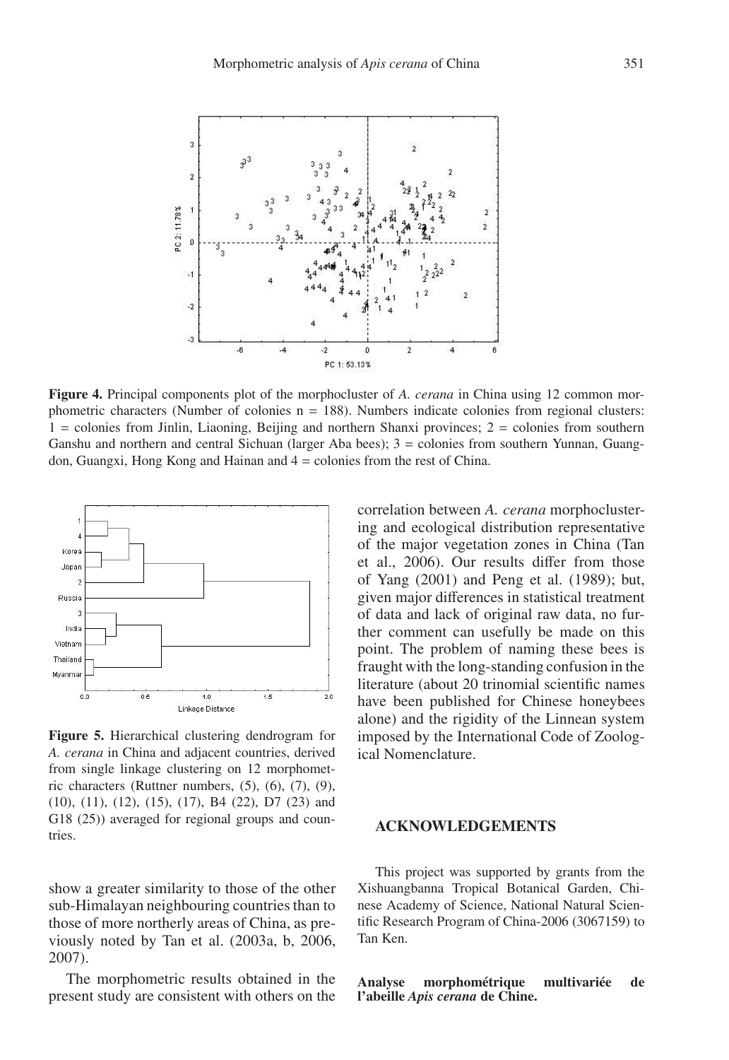**Figure 4.** Principal components plot of the morphocluster of *A. cerana* in China using 12 common morphometric characters (Number of colonies n = 188). Numbers indicate colonies from regional clusters: 1 = colonies from Jinlin, Liaoning, Beijing and northern Shanxi provinces; 2 = colonies from southern Ganshu and northern and central Sichuan (larger Aba bees); 3 = colonies from southern Yunnan, Guangdon, Guangxi, Hong Kong and Hainan and 4 = colonies from the rest of China.

**Figure 5.** Hierarchical clustering dendrogram for *A. cerana* in China and adjacent countries, derived from single linkage clustering on 12 morphometric characters (Ruttner numbers, (5), (6), (7), (9), (10), (11), (12), (15), (17), B4 (22), D7 (23) and G18 (25)) averaged for regional groups and countries.

show a greater similarity to those of the other sub-Himalayan neighbouring countries than to those of more northerly areas of China, as previously noted by Tan et al. (2003a, b, 2006, 2007).

The morphometric results obtained in the present study are consistent with others on the correlation between *A. cerana* morphoclustering and ecological distribution representative of the major vegetation zones in China (Tan et al., 2006). Our results differ from those of Yang (2001) and Peng et al. (1989); but, given major differences in statistical treatment of data and lack of original raw data, no further comment can usefully be made on this point. The problem of naming these bees is fraught with the long-standing confusion in the literature (about 20 trinomial scientific names have been published for Chinese honeybees alone) and the rigidity of the Linnean system imposed by the International Code of Zoological Nomenclature.

## ACKNOWLEDGEMENTS

This project was supported by grants from the Xishuangbanna Tropical Botanical Garden, Chinese Academy of Science, National Natural Scientific Research Program of China-2006 (3067159) to Tan Ken.

**Analyse morphométrique multivariée de l'abeille *Apis cerana* de Chine.**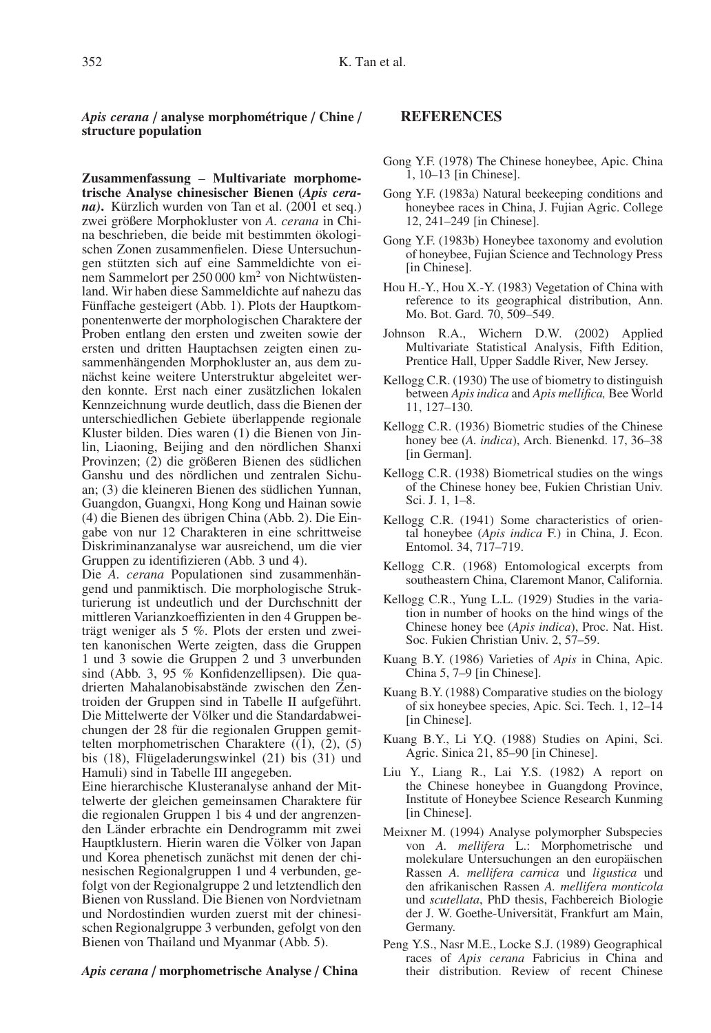*Apis cerana* / **analyse morphométrique / Chine / structure population**

**Zusammenfassung** – **Multivariate morphometrische Analyse chinesischer Bienen (*Apis cerana*).** Kürzlich wurden von Tan et al. (2001 et seq.) zwei größere Morphokluster von *A. cerana* in China beschrieben, die beide mit bestimmten ökologischen Zonen zusammenfielen. Diese Untersuchungen stützten sich auf eine Sammeldichte von einem Sammelort per 250 000 km$^2$ von Nichtwüstenland. Wir haben diese Sammeldichte auf nahezu das Fünffache gesteigert (Abb. 1). Plots der Hauptkomponentenwerte der morphologischen Charaktere der Proben entlang den ersten und zweiten sowie der ersten und dritten Hauptachsen zeigten einen zusammenhängenden Morphokluster an, aus dem zunächst keine weitere Unterstruktur abgeleitet werden konnte. Erst nach einer zusätzlichen lokalen Kennzeichnung wurde deutlich, dass die Bienen der unterschiedlichen Gebiete überlappende regionale Kluster bilden. Dies waren (1) die Bienen von Jinlin, Liaoning, Beijing and den nördlichen Shanxi Provinzen; (2) die größeren Bienen des südlichen Ganshu und des nördlichen und zentralen Sichuan; (3) die kleineren Bienen des südlichen Yunnan, Guangdon, Guangxi, Hong Kong und Hainan sowie (4) die Bienen des übrigen China (Abb. 2). Die Eingabe von nur 12 Charakteren in eine schrittweise Diskriminanzanalyse war ausreichend, um die vier Gruppen zu identifizieren (Abb. 3 und 4).

Die *A. cerana* Populationen sind zusammenhängend und panmiktisch. Die morphologische Strukturierung ist undeutlich und der Durchschnitt der mittleren Varianzkoeffizienten in den 4 Gruppen beträgt weniger als 5 %. Plots der ersten und zweiten kanonischen Werte zeigten, dass die Gruppen 1 und 3 sowie die Gruppen 2 und 3 unverbunden sind (Abb. 3, 95 % Konfidenzellipsen). Die quadrierten Mahalanobisabstände zwischen den Zentroiden der Gruppen sind in Tabelle II aufgeführt. Die Mittelwerte der Völker und die Standardabweichungen der 28 für die regionalen Gruppen gemittelten morphometrischen Charaktere ((1), (2), (5) bis (18), Flügeladerungswinkel (21) bis (31) und Hamuli) sind in Tabelle III angegeben.

Eine hierarchische Klusteranalyse anhand der Mittelwerte der gleichen gemeinsamen Charaktere für die regionalen Gruppen 1 bis 4 und der angrenzenden Länder erbrachte ein Dendrogramm mit zwei Hauptklustern. Hierin waren die Völker von Japan und Korea phenetisch zunächst mit denen der chinesischen Regionalgruppen 1 und 4 verbunden, gefolgt von der Regionalgruppe 2 und letztendlich den Bienen von Russland. Die Bienen von Nordvietnam und Nordostindien wurden zuerst mit der chinesischen Regionalgruppe 3 verbunden, gefolgt von den Bienen von Thailand und Myanmar (Abb. 5).

*Apis cerana* / **morphometrische Analyse / China**

## REFERENCES

Gong Y.F. (1978) The Chinese honeybee, Apic. China 1, 10–13 [in Chinese].

Gong Y.F. (1983a) Natural beekeeping conditions and honeybee races in China, J. Fujian Agric. College 12, 241–249 [in Chinese].

Gong Y.F. (1983b) Honeybee taxonomy and evolution of honeybee, Fujian Science and Technology Press [in Chinese].

Hou H.-Y., Hou X.-Y. (1983) Vegetation of China with reference to its geographical distribution, Ann. Mo. Bot. Gard. 70, 509–549.

Johnson R.A., Wichern D.W. (2002) Applied Multivariate Statistical Analysis, Fifth Edition, Prentice Hall, Upper Saddle River, New Jersey.

Kellogg C.R. (1930) The use of biometry to distinguish between *Apis indica* and *Apis mellifica,* Bee World 11, 127–130.

Kellogg C.R. (1936) Biometric studies of the Chinese honey bee (*A. indica*), Arch. Bienenkd. 17, 36–38 [in German].

Kellogg C.R. (1938) Biometrical studies on the wings of the Chinese honey bee, Fukien Christian Univ. Sci. J. 1, 1–8.

Kellogg C.R. (1941) Some characteristics of oriental honeybee (*Apis indica* F.) in China, J. Econ. Entomol. 34, 717–719.

Kellogg C.R. (1968) Entomological excerpts from southeastern China, Claremont Manor, California.

Kellogg C.R., Yung L.L. (1929) Studies in the variation in number of hooks on the hind wings of the Chinese honey bee (*Apis indica*), Proc. Nat. Hist. Soc. Fukien Christian Univ. 2, 57–59.

Kuang B.Y. (1986) Varieties of *Apis* in China, Apic. China 5, 7–9 [in Chinese].

Kuang B.Y. (1988) Comparative studies on the biology of six honeybee species, Apic. Sci. Tech. 1, 12–14 [in Chinese].

Kuang B.Y., Li Y.Q. (1988) Studies on Apini, Sci. Agric. Sinica 21, 85–90 [in Chinese].

Liu Y., Liang R., Lai Y.S. (1982) A report on the Chinese honeybee in Guangdong Province, Institute of Honeybee Science Research Kunming [in Chinese].

Meixner M. (1994) Analyse polymorpher Subspecies von *A. mellifera* L.: Morphometrische und molekulare Untersuchungen an den europäischen Rassen *A. mellifera carnica* und *ligustica* und den afrikanischen Rassen *A. mellifera monticola* und *scutellata*, PhD thesis, Fachbereich Biologie der J. W. Goethe-Universität, Frankfurt am Main, Germany.

Peng Y.S., Nasr M.E., Locke S.J. (1989) Geographical races of *Apis cerana* Fabricius in China and their distribution. Review of recent Chinese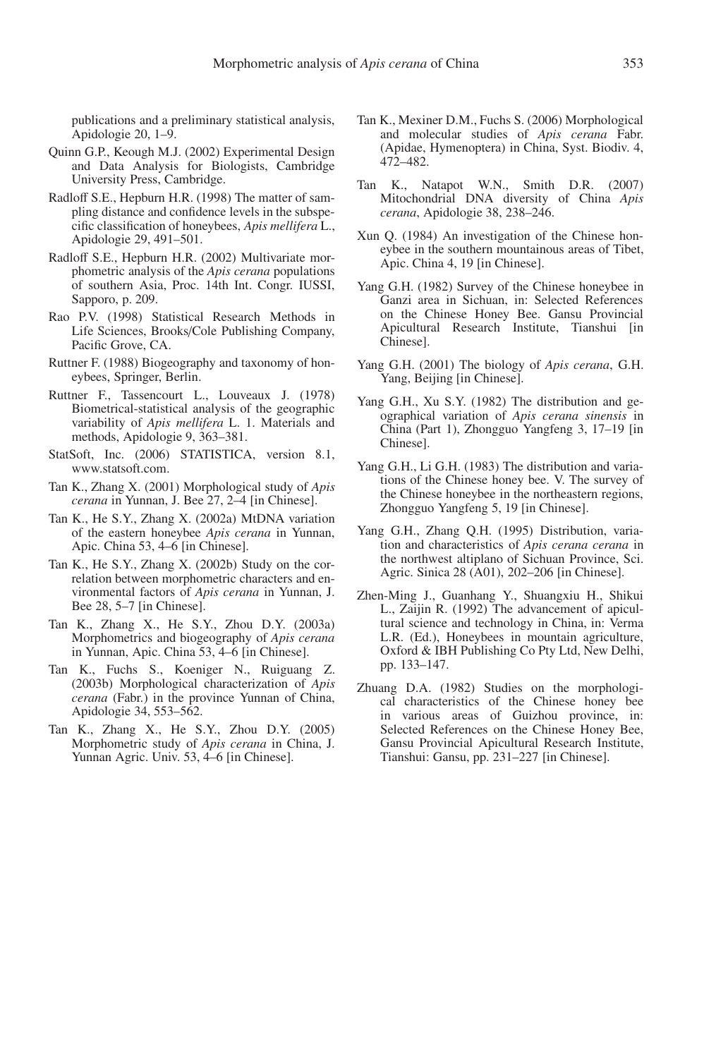publications and a preliminary statistical analysis, Apidologie 20, 1–9.

Quinn G.P., Keough M.J. (2002) Experimental Design and Data Analysis for Biologists, Cambridge University Press, Cambridge.

Radloff S.E., Hepburn H.R. (1998) The matter of sampling distance and confidence levels in the subspecific classification of honeybees, *Apis mellifera* L., Apidologie 29, 491–501.

Radloff S.E., Hepburn H.R. (2002) Multivariate morphometric analysis of the *Apis cerana* populations of southern Asia, Proc. 14th Int. Congr. IUSSI, Sapporo, p. 209.

Rao P.V. (1998) Statistical Research Methods in Life Sciences, Brooks/Cole Publishing Company, Pacific Grove, CA.

Ruttner F. (1988) Biogeography and taxonomy of honeybees, Springer, Berlin.

Ruttner F., Tassencourt L., Louveaux J. (1978) Biometrical-statistical analysis of the geographic variability of *Apis mellifera* L. 1. Materials and methods, Apidologie 9, 363–381.

StatSoft, Inc. (2006) STATISTICA, version 8.1, www.statsoft.com.

Tan K., Zhang X. (2001) Morphological study of *Apis cerana* in Yunnan, J. Bee 27, 2–4 [in Chinese].

Tan K., He S.Y., Zhang X. (2002a) MtDNA variation of the eastern honeybee *Apis cerana* in Yunnan, Apic. China 53, 4–6 [in Chinese].

Tan K., He S.Y., Zhang X. (2002b) Study on the correlation between morphometric characters and environmental factors of *Apis cerana* in Yunnan, J. Bee 28, 5–7 [in Chinese].

Tan K., Zhang X., He S.Y., Zhou D.Y. (2003a) Morphometrics and biogeography of *Apis cerana* in Yunnan, Apic. China 53, 4–6 [in Chinese].

Tan K., Fuchs S., Koeniger N., Ruiguang Z. (2003b) Morphological characterization of *Apis cerana* (Fabr.) in the province Yunnan of China, Apidologie 34, 553–562.

Tan K., Zhang X., He S.Y., Zhou D.Y. (2005) Morphometric study of *Apis cerana* in China, J. Yunnan Agric. Univ. 53, 4–6 [in Chinese].

Tan K., Mexiner D.M., Fuchs S. (2006) Morphological and molecular studies of *Apis cerana* Fabr. (Apidae, Hymenoptera) in China, Syst. Biodiv. 4, 472–482.

Tan K., Natapot W.N., Smith D.R. (2007) Mitochondrial DNA diversity of China *Apis cerana*, Apidologie 38, 238–246.

Xun Q. (1984) An investigation of the Chinese honeybee in the southern mountainous areas of Tibet, Apic. China 4, 19 [in Chinese].

Yang G.H. (1982) Survey of the Chinese honeybee in Ganzi area in Sichuan, in: Selected References on the Chinese Honey Bee. Gansu Provincial Apicultural Research Institute, Tianshui [in Chinese].

Yang G.H. (2001) The biology of *Apis cerana*, G.H. Yang, Beijing [in Chinese].

Yang G.H., Xu S.Y. (1982) The distribution and geographical variation of *Apis cerana sinensis* in China (Part 1), Zhongguo Yangfeng 3, 17–19 [in Chinese].

Yang G.H., Li G.H. (1983) The distribution and variations of the Chinese honey bee. V. The survey of the Chinese honeybee in the northeastern regions, Zhongguo Yangfeng 5, 19 [in Chinese].

Yang G.H., Zhang Q.H. (1995) Distribution, variation and characteristics of *Apis cerana cerana* in the northwest altiplano of Sichuan Province, Sci. Agric. Sinica 28 (A01), 202–206 [in Chinese].

Zhen-Ming J., Guanhang Y., Shuangxiu H., Shikui L., Zaijin R. (1992) The advancement of apicultural science and technology in China, in: Verma L.R. (Ed.), Honeybees in mountain agriculture, Oxford & IBH Publishing Co Pty Ltd, New Delhi, pp. 133–147.

Zhuang D.A. (1982) Studies on the morphological characteristics of the Chinese honey bee in various areas of Guizhou province, in: Selected References on the Chinese Honey Bee, Gansu Provincial Apicultural Research Institute, Tianshui: Gansu, pp. 231–227 [in Chinese].